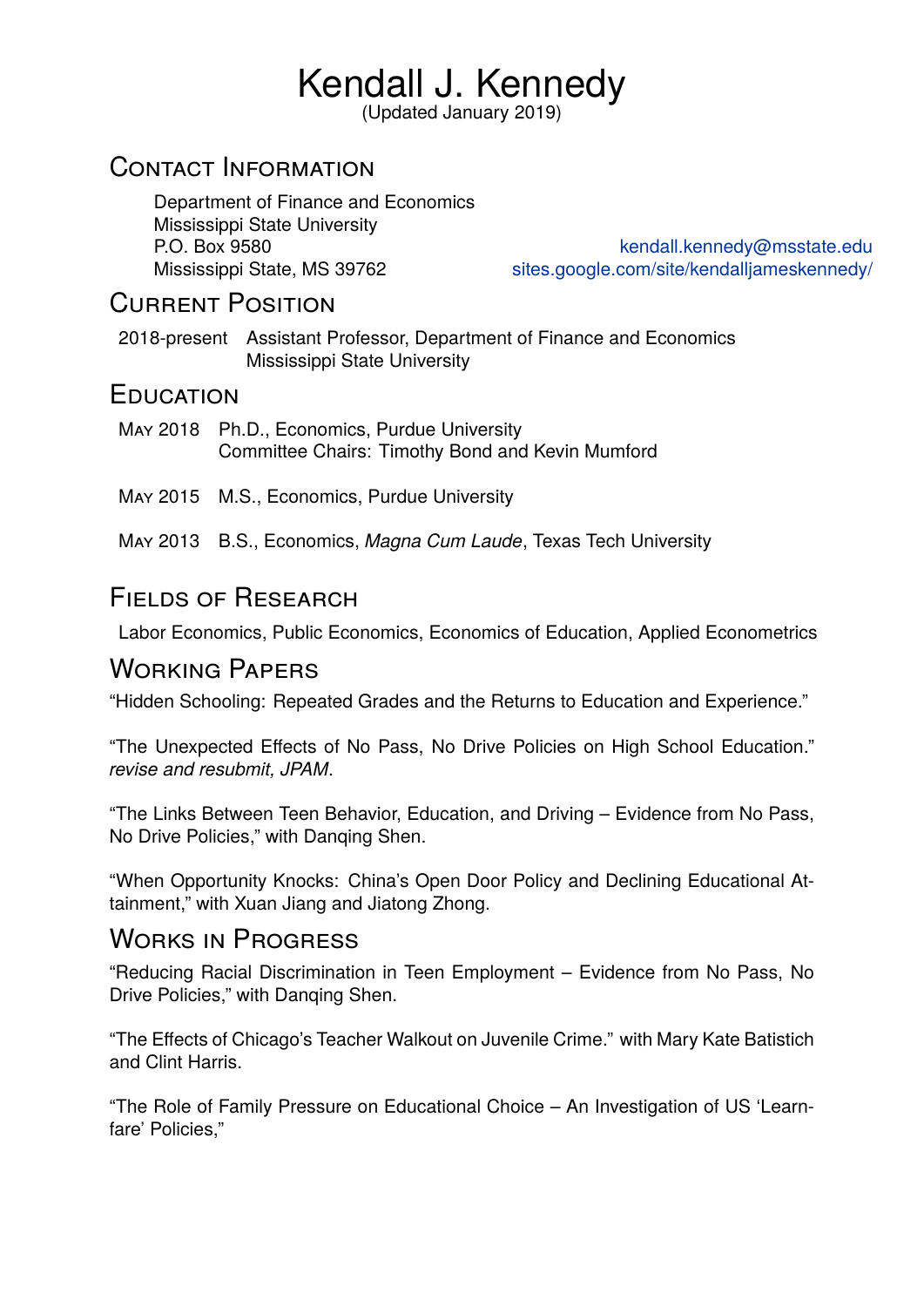# Kendall J. Kennedy

(Updated January 2019)

## Contact Information

Department of Finance and Economics
Mississippi State University
P.O. Box 9580
Mississippi State, MS 39762

kendall.kennedy@msstate.edu
sites.google.com/site/kendalljameskennedy/

## Current Position

2018-present Assistant Professor, Department of Finance and Economics
Mississippi State University

## Education

May 2018 Ph.D., Economics, Purdue University
Committee Chairs: Timothy Bond and Kevin Mumford

May 2015 M.S., Economics, Purdue University

May 2013 B.S., Economics, *Magna Cum Laude*, Texas Tech University

## Fields of Research

Labor Economics, Public Economics, Economics of Education, Applied Econometrics

## Working Papers

"Hidden Schooling: Repeated Grades and the Returns to Education and Experience."

"The Unexpected Effects of No Pass, No Drive Policies on High School Education." *revise and resubmit, JPAM*.

"The Links Between Teen Behavior, Education, and Driving – Evidence from No Pass, No Drive Policies," with Danqing Shen.

"When Opportunity Knocks: China's Open Door Policy and Declining Educational Attainment," with Xuan Jiang and Jiatong Zhong.

## Works in Progress

"Reducing Racial Discrimination in Teen Employment – Evidence from No Pass, No Drive Policies," with Danqing Shen.

"The Effects of Chicago's Teacher Walkout on Juvenile Crime." with Mary Kate Batistich and Clint Harris.

"The Role of Family Pressure on Educational Choice – An Investigation of US 'Learnfare' Policies,"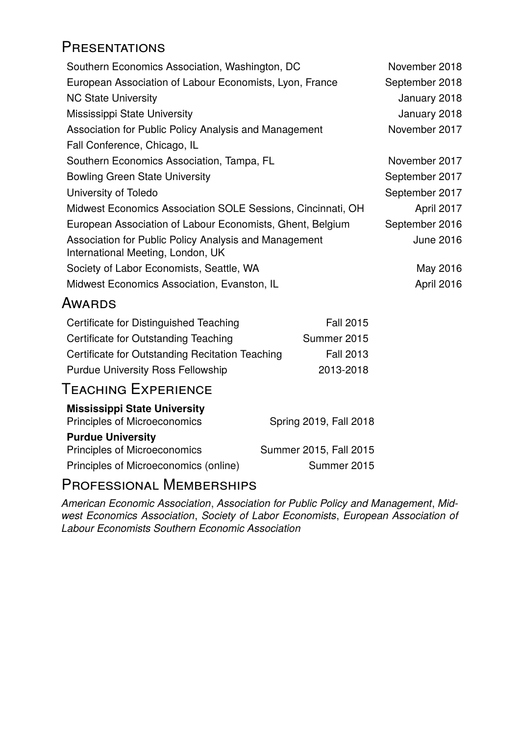## Presentations

| | |
|---|---|
| Southern Economics Association, Washington, DC | November 2018 |
| European Association of Labour Economists, Lyon, France | September 2018 |
| NC State University | January 2018 |
| Mississippi State University | January 2018 |
| Association for Public Policy Analysis and Management Fall Conference, Chicago, IL | November 2017 |
| Southern Economics Association, Tampa, FL | November 2017 |
| Bowling Green State University | September 2017 |
| University of Toledo | September 2017 |
| Midwest Economics Association SOLE Sessions, Cincinnati, OH | April 2017 |
| European Association of Labour Economists, Ghent, Belgium | September 2016 |
| Association for Public Policy Analysis and Management International Meeting, London, UK | June 2016 |
| Society of Labor Economists, Seattle, WA | May 2016 |
| Midwest Economics Association, Evanston, IL | April 2016 |

## Awards

| | |
|---|---|
| Certificate for Distinguished Teaching | Fall 2015 |
| Certificate for Outstanding Teaching | Summer 2015 |
| Certificate for Outstanding Recitation Teaching | Fall 2013 |
| Purdue University Ross Fellowship | 2013-2018 |

## Teaching Experience

**Mississippi State University**

| | |
|---|---|
| Principles of Microeconomics | Spring 2019, Fall 2018 |

**Purdue University**

| | |
|---|---|
| Principles of Microeconomics | Summer 2015, Fall 2015 |
| Principles of Microeconomics (online) | Summer 2015 |

## Professional Memberships

*American Economic Association*, *Association for Public Policy and Management*, *Midwest Economics Association*, *Society of Labor Economists*, *European Association of Labour Economists Southern Economic Association*